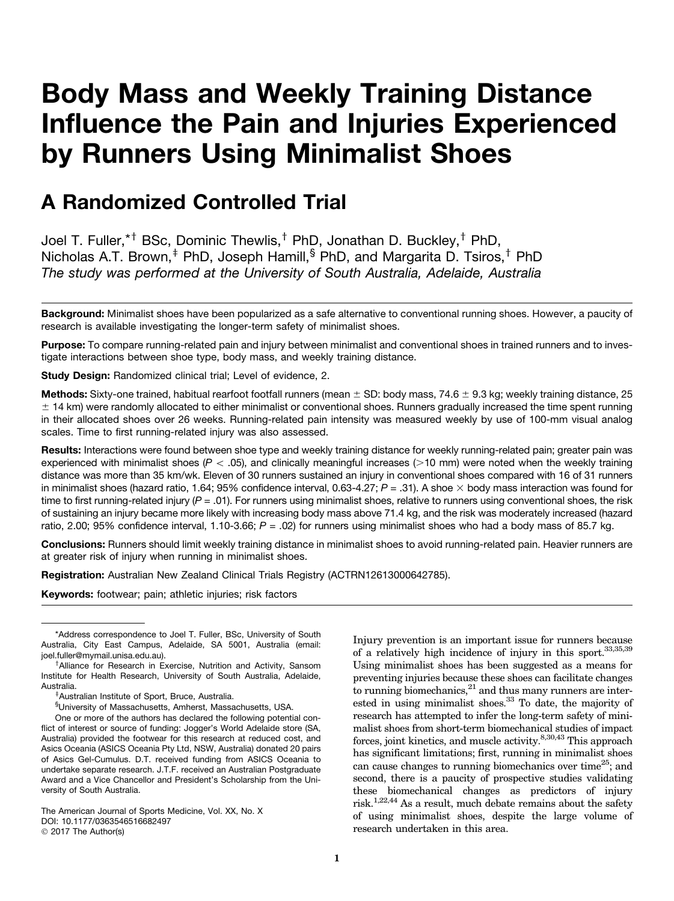# Body Mass and Weekly Training Distance Influence the Pain and Injuries Experienced by Runners Using Minimalist Shoes

## A Randomized Controlled Trial

Joel T. Fuller,[*†] BSc, Dominic Thewlis,[†] PhD, Jonathan D. Buckley,[†] PhD, Nicholas A.T. Brown,[‡] PhD, Joseph Hamill,[§] PhD, and Margarita D. Tsiros,[†] PhD

*The study was performed at the University of South Australia, Adelaide, Australia*

**Background:** Minimalist shoes have been popularized as a safe alternative to conventional running shoes. However, a paucity of research is available investigating the longer-term safety of minimalist shoes.

**Purpose:** To compare running-related pain and injury between minimalist and conventional shoes in trained runners and to investigate interactions between shoe type, body mass, and weekly training distance.

**Study Design:** Randomized clinical trial; Level of evidence, 2.

**Methods:** Sixty-one trained, habitual rearfoot footfall runners (mean ± SD: body mass, 74.6 ± 9.3 kg; weekly training distance, 25 ± 14 km) were randomly allocated to either minimalist or conventional shoes. Runners gradually increased the time spent running in their allocated shoes over 26 weeks. Running-related pain intensity was measured weekly by use of 100-mm visual analog scales. Time to first running-related injury was also assessed.

**Results:** Interactions were found between shoe type and weekly training distance for weekly running-related pain; greater pain was experienced with minimalist shoes ($P < .05$), and clinically meaningful increases (>10 mm) were noted when the weekly training distance was more than 35 km/wk. Eleven of 30 runners sustained an injury in conventional shoes compared with 16 of 31 runners in minimalist shoes (hazard ratio, 1.64; 95% confidence interval, 0.63-4.27; $P = .31$). A shoe × body mass interaction was found for time to first running-related injury ($P = .01$). For runners using minimalist shoes, relative to runners using conventional shoes, the risk of sustaining an injury became more likely with increasing body mass above 71.4 kg, and the risk was moderately increased (hazard ratio, 2.00; 95% confidence interval, 1.10-3.66; $P = .02$) for runners using minimalist shoes who had a body mass of 85.7 kg.

**Conclusions:** Runners should limit weekly training distance in minimalist shoes to avoid running-related pain. Heavier runners are at greater risk of injury when running in minimalist shoes.

**Registration:** Australian New Zealand Clinical Trials Registry (ACTRN12613000642785).

**Keywords:** footwear; pain; athletic injuries; risk factors

---

*Address correspondence to Joel T. Fuller, BSc, University of South Australia, City East Campus, Adelaide, SA 5001, Australia (email: joel.fuller@mymail.unisa.edu.au).

†Alliance for Research in Exercise, Nutrition and Activity, Sansom Institute for Health Research, University of South Australia, Adelaide, Australia.

‡Australian Institute of Sport, Bruce, Australia.

§University of Massachusetts, Amherst, Massachusetts, USA.

One or more of the authors has declared the following potential conflict of interest or source of funding: Jogger's World Adelaide store (SA, Australia) provided the footwear for this research at reduced cost, and Asics Oceania (ASICS Oceania Pty Ltd, NSW, Australia) donated 20 pairs of Asics Gel-Cumulus. D.T. received funding from ASICS Oceania to undertake separate research. J.T.F. received an Australian Postgraduate Award and a Vice Chancellor and President's Scholarship from the University of South Australia.

The American Journal of Sports Medicine, Vol. XX, No. X
DOI: 10.1177/0363546516682497
© 2017 The Author(s)

---

Injury prevention is an important issue for runners because of a relatively high incidence of injury in this sport.[33,35,39] Using minimalist shoes has been suggested as a means for preventing injuries because these shoes can facilitate changes to running biomechanics,[21] and thus many runners are interested in using minimalist shoes.[33] To date, the majority of research has attempted to infer the long-term safety of minimalist shoes from short-term biomechanical studies of impact forces, joint kinetics, and muscle activity.[8,30,43] This approach has significant limitations; first, running in minimalist shoes can cause changes to running biomechanics over time[25]; and second, there is a paucity of prospective studies validating these biomechanical changes as predictors of injury risk.[1,22,44] As a result, much debate remains about the safety of using minimalist shoes, despite the large volume of research undertaken in this area.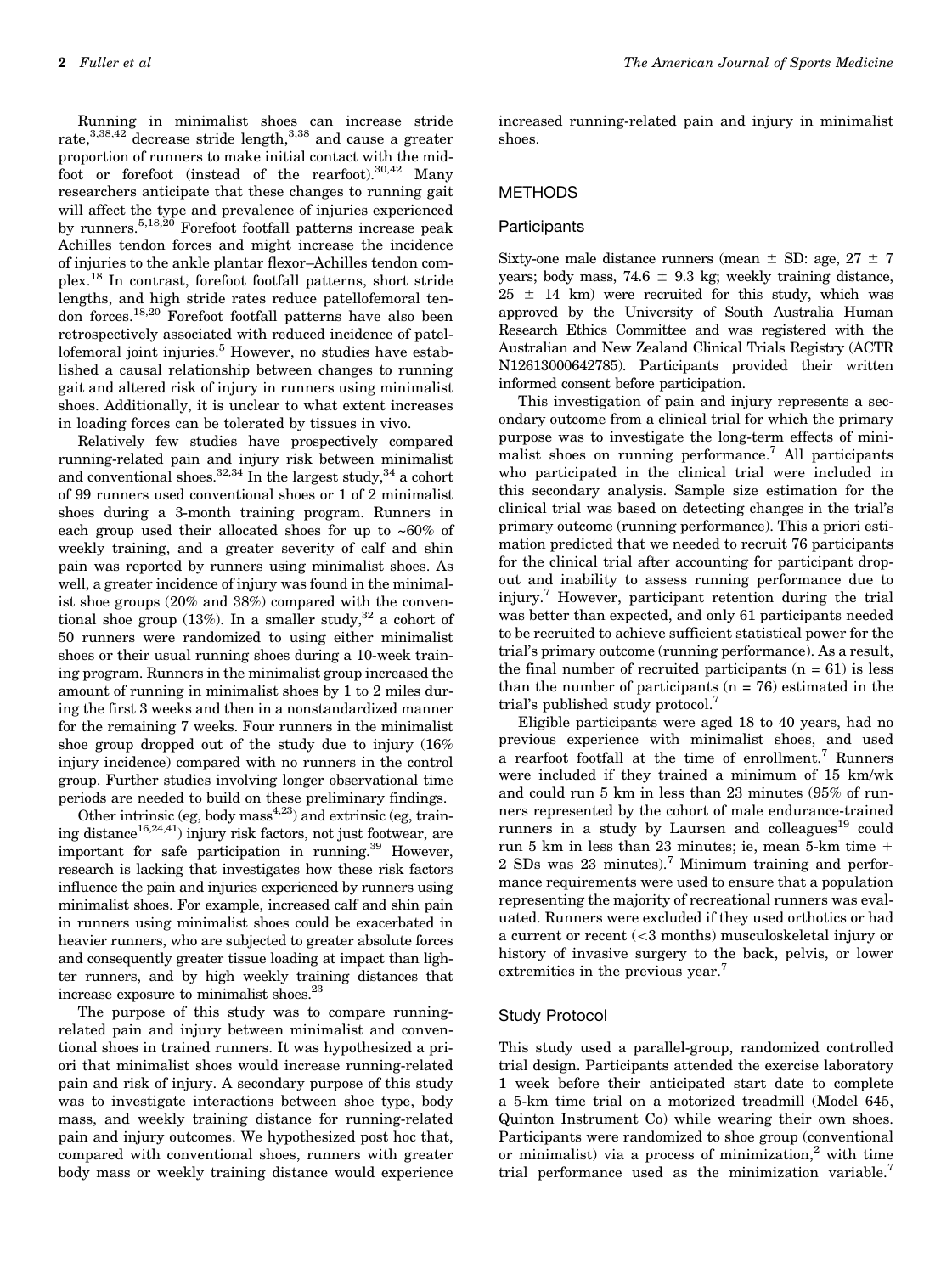Running in minimalist shoes can increase stride rate,[3,38,42] decrease stride length,[3,38] and cause a greater proportion of runners to make initial contact with the midfoot or forefoot (instead of the rearfoot).[30,42] Many researchers anticipate that these changes to running gait will affect the type and prevalence of injuries experienced by runners.[5,18,20] Forefoot footfall patterns increase peak Achilles tendon forces and might increase the incidence of injuries to the ankle plantar flexor–Achilles tendon complex.[18] In contrast, forefoot footfall patterns, short stride lengths, and high stride rates reduce patellofemoral tendon forces.[18,20] Forefoot footfall patterns have also been retrospectively associated with reduced incidence of patellofemoral joint injuries.[5] However, no studies have established a causal relationship between changes to running gait and altered risk of injury in runners using minimalist shoes. Additionally, it is unclear to what extent increases in loading forces can be tolerated by tissues in vivo.

Relatively few studies have prospectively compared running-related pain and injury risk between minimalist and conventional shoes.[32,34] In the largest study,[34] a cohort of 99 runners used conventional shoes or 1 of 2 minimalist shoes during a 3-month training program. Runners in each group used their allocated shoes for up to ~60% of weekly training, and a greater severity of calf and shin pain was reported by runners using minimalist shoes. As well, a greater incidence of injury was found in the minimalist shoe groups (20% and 38%) compared with the conventional shoe group (13%). In a smaller study,[32] a cohort of 50 runners were randomized to using either minimalist shoes or their usual running shoes during a 10-week training program. Runners in the minimalist group increased the amount of running in minimalist shoes by 1 to 2 miles during the first 3 weeks and then in a nonstandardized manner for the remaining 7 weeks. Four runners in the minimalist shoe group dropped out of the study due to injury (16% injury incidence) compared with no runners in the control group. Further studies involving longer observational time periods are needed to build on these preliminary findings.

Other intrinsic (eg, body mass[4,23]) and extrinsic (eg, training distance[16,24,41]) injury risk factors, not just footwear, are important for safe participation in running.[39] However, research is lacking that investigates how these risk factors influence the pain and injuries experienced by runners using minimalist shoes. For example, increased calf and shin pain in runners using minimalist shoes could be exacerbated in heavier runners, who are subjected to greater absolute forces and consequently greater tissue loading at impact than lighter runners, and by high weekly training distances that increase exposure to minimalist shoes.[23]

The purpose of this study was to compare running-related pain and injury between minimalist and conventional shoes in trained runners. It was hypothesized a priori that minimalist shoes would increase running-related pain and risk of injury. A secondary purpose of this study was to investigate interactions between shoe type, body mass, and weekly training distance for running-related pain and injury outcomes. We hypothesized post hoc that, compared with conventional shoes, runners with greater body mass or weekly training distance would experience increased running-related pain and injury in minimalist shoes.

## METHODS

### Participants

Sixty-one male distance runners (mean ± SD: age, 27 ± 7 years; body mass, 74.6 ± 9.3 kg; weekly training distance, 25 ± 14 km) were recruited for this study, which was approved by the University of South Australia Human Research Ethics Committee and was registered with the Australian and New Zealand Clinical Trials Registry (ACTR N12613000642785). Participants provided their written informed consent before participation.

This investigation of pain and injury represents a secondary outcome from a clinical trial for which the primary purpose was to investigate the long-term effects of minimalist shoes on running performance.[7] All participants who participated in the clinical trial were included in this secondary analysis. Sample size estimation for the clinical trial was based on detecting changes in the trial's primary outcome (running performance). This a priori estimation predicted that we needed to recruit 76 participants for the clinical trial after accounting for participant dropout and inability to assess running performance due to injury.[7] However, participant retention during the trial was better than expected, and only 61 participants needed to be recruited to achieve sufficient statistical power for the trial's primary outcome (running performance). As a result, the final number of recruited participants (n = 61) is less than the number of participants (n = 76) estimated in the trial's published study protocol.[7]

Eligible participants were aged 18 to 40 years, had no previous experience with minimalist shoes, and used a rearfoot footfall at the time of enrollment.[7] Runners were included if they trained a minimum of 15 km/wk and could run 5 km in less than 23 minutes (95% of runners represented by the cohort of male endurance-trained runners in a study by Laursen and colleagues[19] could run 5 km in less than 23 minutes; ie, mean 5-km time + 2 SDs was 23 minutes).[7] Minimum training and performance requirements were used to ensure that a population representing the majority of recreational runners was evaluated. Runners were excluded if they used orthotics or had a current or recent (<3 months) musculoskeletal injury or history of invasive surgery to the back, pelvis, or lower extremities in the previous year.[7]

### Study Protocol

This study used a parallel-group, randomized controlled trial design. Participants attended the exercise laboratory 1 week before their anticipated start date to complete a 5-km time trial on a motorized treadmill (Model 645, Quinton Instrument Co) while wearing their own shoes. Participants were randomized to shoe group (conventional or minimalist) via a process of minimization,[2] with time trial performance used as the minimization variable.[7]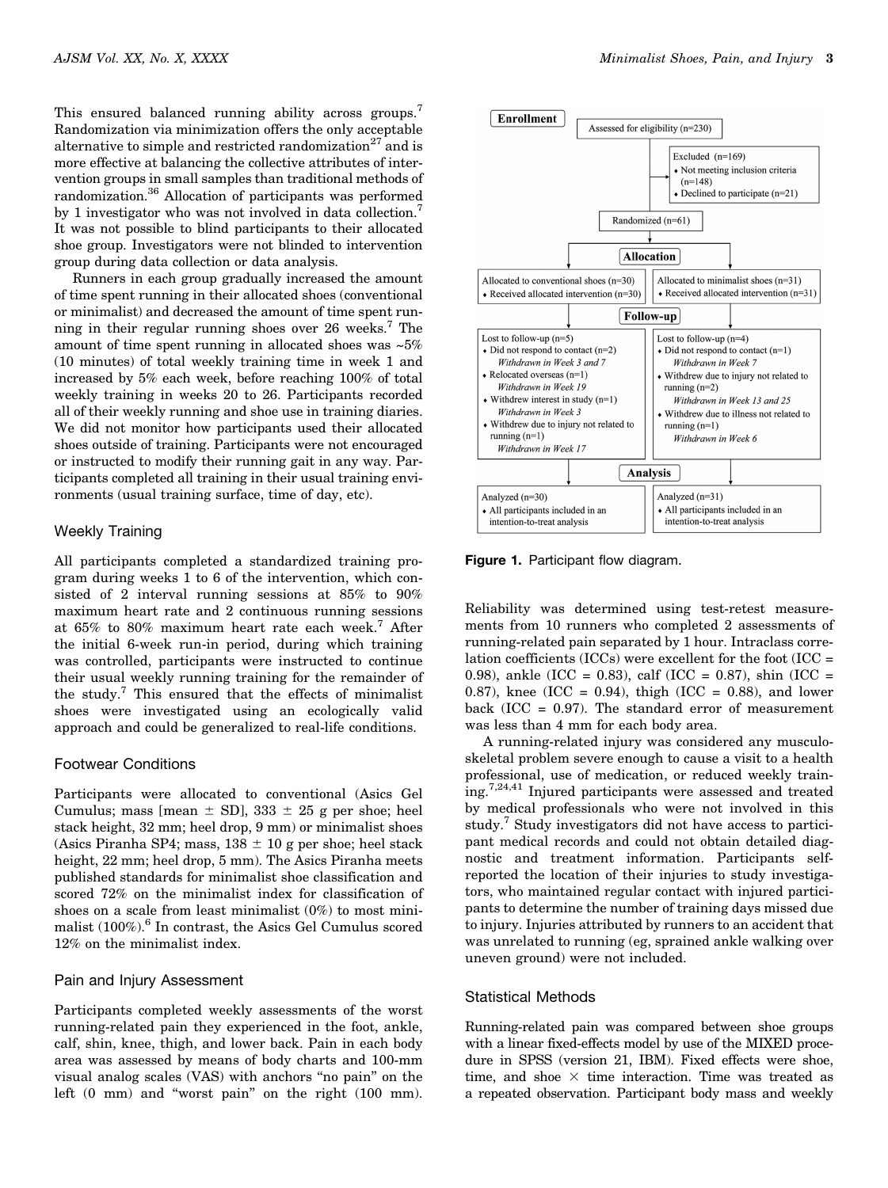This ensured balanced running ability across groups.[7] Randomization via minimization offers the only acceptable alternative to simple and restricted randomization[27] and is more effective at balancing the collective attributes of intervention groups in small samples than traditional methods of randomization.[36] Allocation of participants was performed by 1 investigator who was not involved in data collection.[7] It was not possible to blind participants to their allocated shoe group. Investigators were not blinded to intervention group during data collection or data analysis.

Runners in each group gradually increased the amount of time spent running in their allocated shoes (conventional or minimalist) and decreased the amount of time spent running in their regular running shoes over 26 weeks.[7] The amount of time spent running in allocated shoes was ~5% (10 minutes) of total weekly training time in week 1 and increased by 5% each week, before reaching 100% of total weekly training in weeks 20 to 26. Participants recorded all of their weekly running and shoe use in training diaries. We did not monitor how participants used their allocated shoes outside of training. Participants were not encouraged or instructed to modify their running gait in any way. Participants completed all training in their usual training environments (usual training surface, time of day, etc).

## Weekly Training

All participants completed a standardized training program during weeks 1 to 6 of the intervention, which consisted of 2 interval running sessions at 85% to 90% maximum heart rate and 2 continuous running sessions at 65% to 80% maximum heart rate each week.[7] After the initial 6-week run-in period, during which training was controlled, participants were instructed to continue their usual weekly running training for the remainder of the study.[7] This ensured that the effects of minimalist shoes were investigated using an ecologically valid approach and could be generalized to real-life conditions.

## Footwear Conditions

Participants were allocated to conventional (Asics Gel Cumulus; mass [mean ± SD], 333 ± 25 g per shoe; heel stack height, 32 mm; heel drop, 9 mm) or minimalist shoes (Asics Piranha SP4; mass, 138 ± 10 g per shoe; heel stack height, 22 mm; heel drop, 5 mm). The Asics Piranha meets published standards for minimalist shoe classification and scored 72% on the minimalist index for classification of shoes on a scale from least minimalist (0%) to most minimalist (100%).[6] In contrast, the Asics Gel Cumulus scored 12% on the minimalist index.

## Pain and Injury Assessment

Participants completed weekly assessments of the worst running-related pain they experienced in the foot, ankle, calf, shin, knee, thigh, and lower back. Pain in each body area was assessed by means of body charts and 100-mm visual analog scales (VAS) with anchors "no pain" on the left (0 mm) and "worst pain" on the right (100 mm).

**Enrollment**

Assessed for eligibility (n=230)

Excluded (n=169)
- Not meeting inclusion criteria (n=148)
- Declined to participate (n=21)

Randomized (n=61)

**Allocation**

| Allocated to conventional shoes (n=30) | Allocated to minimalist shoes (n=31) |
|---|---|
| Received allocated intervention (n=30) | Received allocated intervention (n=31) |

**Follow-up**

| Lost to follow-up (n=5) | Lost to follow-up (n=4) |
|---|---|
| Did not respond to contact (n=2) *Withdrawn in Week 3 and 7* | Did not respond to contact (n=1) *Withdrawn in Week 7* |
| Relocated overseas (n=1) *Withdrawn in Week 19* | Withdrew due to injury not related to running (n=2) *Withdrawn in Week 13 and 25* |
| Withdrew interest in study (n=1) *Withdrawn in Week 3* | Withdrew due to illness not related to running (n=1) *Withdrawn in Week 6* |
| Withdrew due to injury not related to running (n=1) *Withdrawn in Week 17* | |

**Analysis**

| Analyzed (n=30) | Analyzed (n=31) |
|---|---|
| All participants included in an intention-to-treat analysis | All participants included in an intention-to-treat analysis |

**Figure 1.** Participant flow diagram.

Reliability was determined using test-retest measurements from 10 runners who completed 2 assessments of running-related pain separated by 1 hour. Intraclass correlation coefficients (ICCs) were excellent for the foot (ICC = 0.98), ankle (ICC = 0.83), calf (ICC = 0.87), shin (ICC = 0.87), knee (ICC = 0.94), thigh (ICC = 0.88), and lower back (ICC = 0.97). The standard error of measurement was less than 4 mm for each body area.

A running-related injury was considered any musculoskeletal problem severe enough to cause a visit to a health professional, use of medication, or reduced weekly training.[7,24,41] Injured participants were assessed and treated by medical professionals who were not involved in this study.[7] Study investigators did not have access to participant medical records and could not obtain detailed diagnostic and treatment information. Participants self-reported the location of their injuries to study investigators, who maintained regular contact with injured participants to determine the number of training days missed due to injury. Injuries attributed by runners to an accident that was unrelated to running (eg, sprained ankle walking over uneven ground) were not included.

## Statistical Methods

Running-related pain was compared between shoe groups with a linear fixed-effects model by use of the MIXED procedure in SPSS (version 21, IBM). Fixed effects were shoe, time, and shoe × time interaction. Time was treated as a repeated observation. Participant body mass and weekly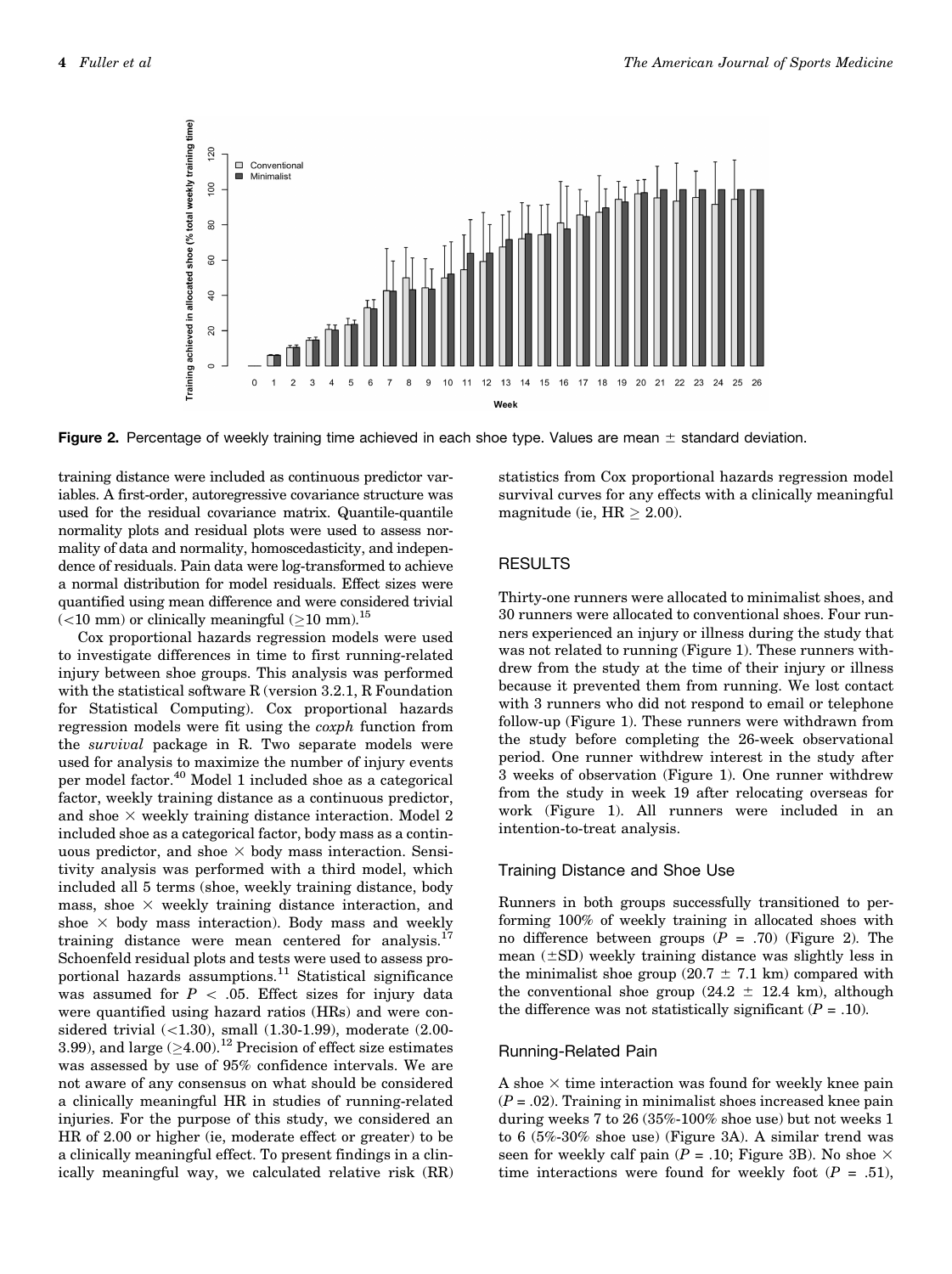Figure 2. Percentage of weekly training time achieved in each shoe type. Values are mean ± standard deviation.

training distance were included as continuous predictor variables. A first-order, autoregressive covariance structure was used for the residual covariance matrix. Quantile-quantile normality plots and residual plots were used to assess normality of data and normality, homoscedasticity, and independence of residuals. Pain data were log-transformed to achieve a normal distribution for model residuals. Effect sizes were quantified using mean difference and were considered trivial (<10 mm) or clinically meaningful (≥10 mm).[15]

Cox proportional hazards regression models were used to investigate differences in time to first running-related injury between shoe groups. This analysis was performed with the statistical software R (version 3.2.1, R Foundation for Statistical Computing). Cox proportional hazards regression models were fit using the *coxph* function from the *survival* package in R. Two separate models were used for analysis to maximize the number of injury events per model factor.[40] Model 1 included shoe as a categorical factor, weekly training distance as a continuous predictor, and shoe × weekly training distance interaction. Model 2 included shoe as a categorical factor, body mass as a continuous predictor, and shoe × body mass interaction. Sensitivity analysis was performed with a third model, which included all 5 terms (shoe, weekly training distance, body mass, shoe × weekly training distance interaction, and shoe × body mass interaction). Body mass and weekly training distance were mean centered for analysis.[17] Schoenfeld residual plots and tests were used to assess proportional hazards assumptions.[11] Statistical significance was assumed for $P < .05$. Effect sizes for injury data were quantified using hazard ratios (HRs) and were considered trivial (<1.30), small (1.30-1.99), moderate (2.00-3.99), and large (≥4.00).[12] Precision of effect size estimates was assessed by use of 95% confidence intervals. We are not aware of any consensus on what should be considered a clinically meaningful HR in studies of running-related injuries. For the purpose of this study, we considered an HR of 2.00 or higher (ie, moderate effect or greater) to be a clinically meaningful effect. To present findings in a clinically meaningful way, we calculated relative risk (RR) statistics from Cox proportional hazards regression model survival curves for any effects with a clinically meaningful magnitude (ie, HR ≥ 2.00).

## RESULTS

Thirty-one runners were allocated to minimalist shoes, and 30 runners were allocated to conventional shoes. Four runners experienced an injury or illness during the study that was not related to running (Figure 1). These runners withdrew from the study at the time of their injury or illness because it prevented them from running. We lost contact with 3 runners who did not respond to email or telephone follow-up (Figure 1). These runners were withdrawn from the study before completing the 26-week observational period. One runner withdrew interest in the study after 3 weeks of observation (Figure 1). One runner withdrew from the study in week 19 after relocating overseas for work (Figure 1). All runners were included in an intention-to-treat analysis.

### Training Distance and Shoe Use

Runners in both groups successfully transitioned to performing 100% of weekly training in allocated shoes with no difference between groups ($P = .70$) (Figure 2). The mean (±SD) weekly training distance was slightly less in the minimalist shoe group (20.7 ± 7.1 km) compared with the conventional shoe group (24.2 ± 12.4 km), although the difference was not statistically significant ($P = .10$).

### Running-Related Pain

A shoe × time interaction was found for weekly knee pain ($P = .02$). Training in minimalist shoes increased knee pain during weeks 7 to 26 (35%-100% shoe use) but not weeks 1 to 6 (5%-30% shoe use) (Figure 3A). A similar trend was seen for weekly calf pain ($P = .10$; Figure 3B). No shoe × time interactions were found for weekly foot ($P = .51$),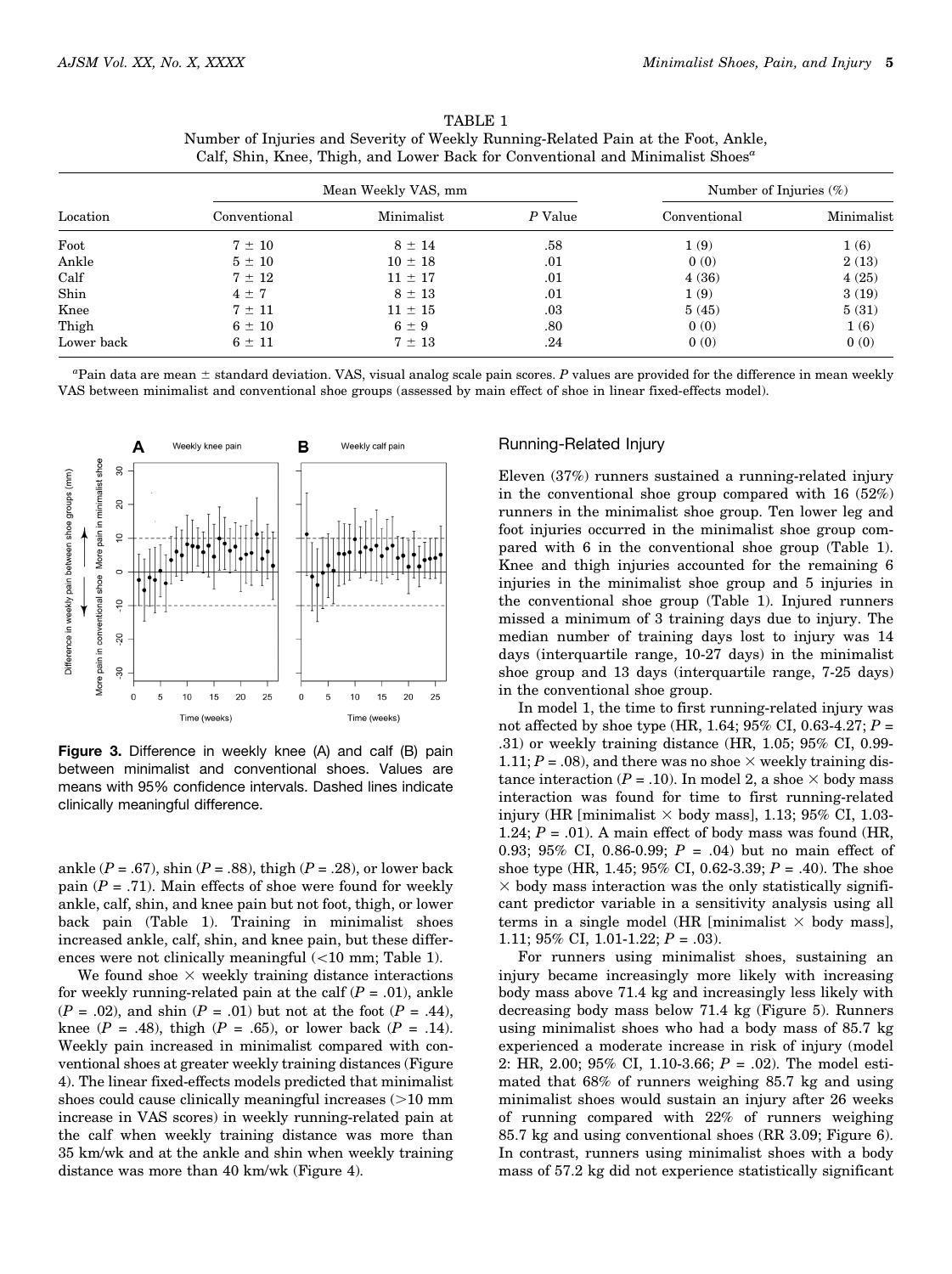TABLE 1
Number of Injuries and Severity of Weekly Running-Related Pain at the Foot, Ankle, Calf, Shin, Knee, Thigh, and Lower Back for Conventional and Minimalist Shoes[a]

| Location | Mean Weekly VAS, mm | | | Number of Injuries (%) | |
|---|---|---|---|---|---|
| | Conventional | Minimalist | *P* Value | Conventional | Minimalist |
| Foot | 7 ± 10 | 8 ± 14 | .58 | 1 (9) | 1 (6) |
| Ankle | 5 ± 10 | 10 ± 18 | .01 | 0 (0) | 2 (13) |
| Calf | 7 ± 12 | 11 ± 17 | .01 | 4 (36) | 4 (25) |
| Shin | 4 ± 7 | 8 ± 13 | .01 | 1 (9) | 3 (19) |
| Knee | 7 ± 11 | 11 ± 15 | .03 | 5 (45) | 5 (31) |
| Thigh | 6 ± 10 | 6 ± 9 | .80 | 0 (0) | 1 (6) |
| Lower back | 6 ± 11 | 7 ± 13 | .24 | 0 (0) | 0 (0) |

[a]Pain data are mean ± standard deviation. VAS, visual analog scale pain scores. *P* values are provided for the difference in mean weekly VAS between minimalist and conventional shoe groups (assessed by main effect of shoe in linear fixed-effects model).

**Figure 3.** Difference in weekly knee (A) and calf (B) pain between minimalist and conventional shoes. Values are means with 95% confidence intervals. Dashed lines indicate clinically meaningful difference.

ankle ($P$ = .67), shin ($P$ = .88), thigh ($P$ = .28), or lower back pain ($P$ = .71). Main effects of shoe were found for weekly ankle, calf, shin, and knee pain but not foot, thigh, or lower back pain (Table 1). Training in minimalist shoes increased ankle, calf, shin, and knee pain, but these differences were not clinically meaningful (<10 mm; Table 1).

We found shoe × weekly training distance interactions for weekly running-related pain at the calf ($P$ = .01), ankle ($P$ = .02), and shin ($P$ = .01) but not at the foot ($P$ = .44), knee ($P$ = .48), thigh ($P$ = .65), or lower back ($P$ = .14). Weekly pain increased in minimalist compared with conventional shoes at greater weekly training distances (Figure 4). The linear fixed-effects models predicted that minimalist shoes could cause clinically meaningful increases (>10 mm increase in VAS scores) in weekly running-related pain at the calf when weekly training distance was more than 35 km/wk and at the ankle and shin when weekly training distance was more than 40 km/wk (Figure 4).

## Running-Related Injury

Eleven (37%) runners sustained a running-related injury in the conventional shoe group compared with 16 (52%) runners in the minimalist shoe group. Ten lower leg and foot injuries occurred in the minimalist shoe group compared with 6 in the conventional shoe group (Table 1). Knee and thigh injuries accounted for the remaining 6 injuries in the minimalist shoe group and 5 injuries in the conventional shoe group (Table 1). Injured runners missed a minimum of 3 training days due to injury. The median number of training days lost to injury was 14 days (interquartile range, 10-27 days) in the minimalist shoe group and 13 days (interquartile range, 7-25 days) in the conventional shoe group.

In model 1, the time to first running-related injury was not affected by shoe type (HR, 1.64; 95% CI, 0.63-4.27; $P$ = .31) or weekly training distance (HR, 1.05; 95% CI, 0.99-1.11; $P$ = .08), and there was no shoe × weekly training distance interaction ($P$ = .10). In model 2, a shoe × body mass interaction was found for time to first running-related injury (HR [minimalist × body mass], 1.13; 95% CI, 1.03-1.24; $P$ = .01). A main effect of body mass was found (HR, 0.93; 95% CI, 0.86-0.99; $P$ = .04) but no main effect of shoe type (HR, 1.45; 95% CI, 0.62-3.39; $P$ = .40). The shoe × body mass interaction was the only statistically significant predictor variable in a sensitivity analysis using all terms in a single model (HR [minimalist × body mass], 1.11; 95% CI, 1.01-1.22; $P$ = .03).

For runners using minimalist shoes, sustaining an injury became increasingly more likely with increasing body mass above 71.4 kg and increasingly less likely with decreasing body mass below 71.4 kg (Figure 5). Runners using minimalist shoes who had a body mass of 85.7 kg experienced a moderate increase in risk of injury (model 2: HR, 2.00; 95% CI, 1.10-3.66; $P$ = .02). The model estimated that 68% of runners weighing 85.7 kg and using minimalist shoes would sustain an injury after 26 weeks of running compared with 22% of runners weighing 85.7 kg and using conventional shoes (RR 3.09; Figure 6). In contrast, runners using minimalist shoes with a body mass of 57.2 kg did not experience statistically significant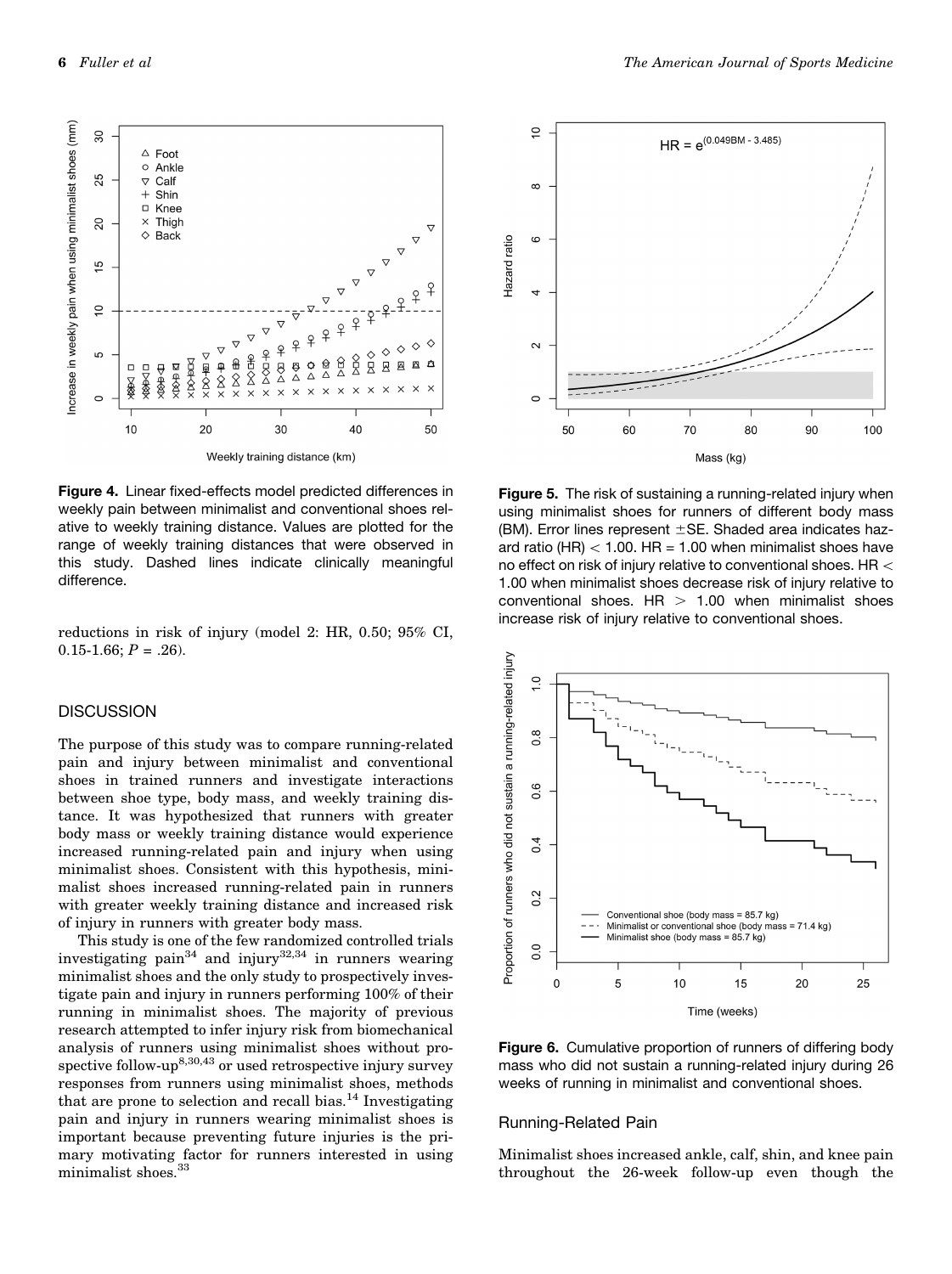Figure 4. Linear fixed-effects model predicted differences in weekly pain between minimalist and conventional shoes relative to weekly training distance. Values are plotted for the range of weekly training distances that were observed in this study. Dashed lines indicate clinically meaningful difference.

Figure 5. The risk of sustaining a running-related injury when using minimalist shoes for runners of different body mass (BM). Error lines represent ±SE. Shaded area indicates hazard ratio (HR) < 1.00. HR = 1.00 when minimalist shoes have no effect on risk of injury relative to conventional shoes. HR < 1.00 when minimalist shoes decrease risk of injury relative to conventional shoes. HR > 1.00 when minimalist shoes increase risk of injury relative to conventional shoes.

reductions in risk of injury (model 2: HR, 0.50; 95% CI, 0.15-1.66; $P = .26$).

## DISCUSSION

The purpose of this study was to compare running-related pain and injury between minimalist and conventional shoes in trained runners and investigate interactions between shoe type, body mass, and weekly training distance. It was hypothesized that runners with greater body mass or weekly training distance would experience increased running-related pain and injury when using minimalist shoes. Consistent with this hypothesis, minimalist shoes increased running-related pain in runners with greater weekly training distance and increased risk of injury in runners with greater body mass.

This study is one of the few randomized controlled trials investigating pain[34] and injury[32,34] in runners wearing minimalist shoes and the only study to prospectively investigate pain and injury in runners performing 100% of their running in minimalist shoes. The majority of previous research attempted to infer injury risk from biomechanical analysis of runners using minimalist shoes without prospective follow-up[8,30,43] or used retrospective injury survey responses from runners using minimalist shoes, methods that are prone to selection and recall bias.[14] Investigating pain and injury in runners wearing minimalist shoes is important because preventing future injuries is the primary motivating factor for runners interested in using minimalist shoes.[33]

Figure 6. Cumulative proportion of runners of differing body mass who did not sustain a running-related injury during 26 weeks of running in minimalist and conventional shoes.

### Running-Related Pain

Minimalist shoes increased ankle, calf, shin, and knee pain throughout the 26-week follow-up even though the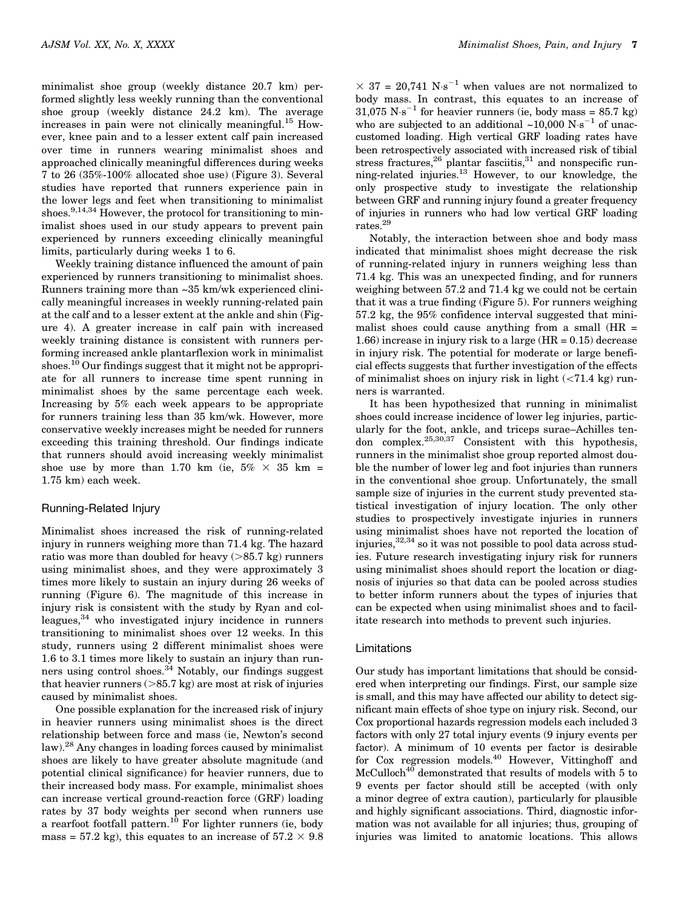minimalist shoe group (weekly distance 20.7 km) performed slightly less weekly running than the conventional shoe group (weekly distance 24.2 km). The average increases in pain were not clinically meaningful.[15] However, knee pain and to a lesser extent calf pain increased over time in runners wearing minimalist shoes and approached clinically meaningful differences during weeks 7 to 26 (35%-100% allocated shoe use) (Figure 3). Several studies have reported that runners experience pain in the lower legs and feet when transitioning to minimalist shoes.[9,14,34] However, the protocol for transitioning to minimalist shoes used in our study appears to prevent pain experienced by runners exceeding clinically meaningful limits, particularly during weeks 1 to 6.

Weekly training distance influenced the amount of pain experienced by runners transitioning to minimalist shoes. Runners training more than ~35 km/wk experienced clinically meaningful increases in weekly running-related pain at the calf and to a lesser extent at the ankle and shin (Figure 4). A greater increase in calf pain with increased weekly training distance is consistent with runners performing increased ankle plantarflexion work in minimalist shoes.[10] Our findings suggest that it might not be appropriate for all runners to increase time spent running in minimalist shoes by the same percentage each week. Increasing by 5% each week appears to be appropriate for runners training less than 35 km/wk. However, more conservative weekly increases might be needed for runners exceeding this training threshold. Our findings indicate that runners should avoid increasing weekly minimalist shoe use by more than 1.70 km (ie, 5% $\times$ 35 km = 1.75 km) each week.

## Running-Related Injury

Minimalist shoes increased the risk of running-related injury in runners weighing more than 71.4 kg. The hazard ratio was more than doubled for heavy (>85.7 kg) runners using minimalist shoes, and they were approximately 3 times more likely to sustain an injury during 26 weeks of running (Figure 6). The magnitude of this increase in injury risk is consistent with the study by Ryan and colleagues,[34] who investigated injury incidence in runners transitioning to minimalist shoes over 12 weeks. In this study, runners using 2 different minimalist shoes were 1.6 to 3.1 times more likely to sustain an injury than runners using control shoes.[34] Notably, our findings suggest that heavier runners (>85.7 kg) are most at risk of injuries caused by minimalist shoes.

One possible explanation for the increased risk of injury in heavier runners using minimalist shoes is the direct relationship between force and mass (ie, Newton's second law).[28] Any changes in loading forces caused by minimalist shoes are likely to have greater absolute magnitude (and potential clinical significance) for heavier runners, due to their increased body mass. For example, minimalist shoes can increase vertical ground-reaction force (GRF) loading rates by 37 body weights per second when runners use a rearfoot footfall pattern.[10] For lighter runners (ie, body mass = 57.2 kg), this equates to an increase of 57.2 $\times$ 9.8 $\times$ 37 = 20,741 $N{\cdot}s^{-1}$ when values are not normalized to body mass. In contrast, this equates to an increase of 31,075 $N{\cdot}s^{-1}$ for heavier runners (ie, body mass = 85.7 kg) who are subjected to an additional ~10,000 $N{\cdot}s^{-1}$ of unaccustomed loading. High vertical GRF loading rates have been retrospectively associated with increased risk of tibial stress fractures,[26] plantar fasciitis,[31] and nonspecific running-related injuries.[13] However, to our knowledge, the only prospective study to investigate the relationship between GRF and running injury found a greater frequency of injuries in runners who had low vertical GRF loading rates.[29]

Notably, the interaction between shoe and body mass indicated that minimalist shoes might decrease the risk of running-related injury in runners weighing less than 71.4 kg. This was an unexpected finding, and for runners weighing between 57.2 and 71.4 kg we could not be certain that it was a true finding (Figure 5). For runners weighing 57.2 kg, the 95% confidence interval suggested that minimalist shoes could cause anything from a small (HR = 1.66) increase in injury risk to a large (HR = 0.15) decrease in injury risk. The potential for moderate or large beneficial effects suggests that further investigation of the effects of minimalist shoes on injury risk in light (<71.4 kg) runners is warranted.

It has been hypothesized that running in minimalist shoes could increase incidence of lower leg injuries, particularly for the foot, ankle, and triceps surae–Achilles tendon complex.[25,30,37] Consistent with this hypothesis, runners in the minimalist shoe group reported almost double the number of lower leg and foot injuries than runners in the conventional shoe group. Unfortunately, the small sample size of injuries in the current study prevented statistical investigation of injury location. The only other studies to prospectively investigate injuries in runners using minimalist shoes have not reported the location of injuries,[32,34] so it was not possible to pool data across studies. Future research investigating injury risk for runners using minimalist shoes should report the location or diagnosis of injuries so that data can be pooled across studies to better inform runners about the types of injuries that can be expected when using minimalist shoes and to facilitate research into methods to prevent such injuries.

## Limitations

Our study has important limitations that should be considered when interpreting our findings. First, our sample size is small, and this may have affected our ability to detect significant main effects of shoe type on injury risk. Second, our Cox proportional hazards regression models each included 3 factors with only 27 total injury events (9 injury events per factor). A minimum of 10 events per factor is desirable for Cox regression models.[40] However, Vittinghoff and McCulloch[40] demonstrated that results of models with 5 to 9 events per factor should still be accepted (with only a minor degree of extra caution), particularly for plausible and highly significant associations. Third, diagnostic information was not available for all injuries; thus, grouping of injuries was limited to anatomic locations. This allows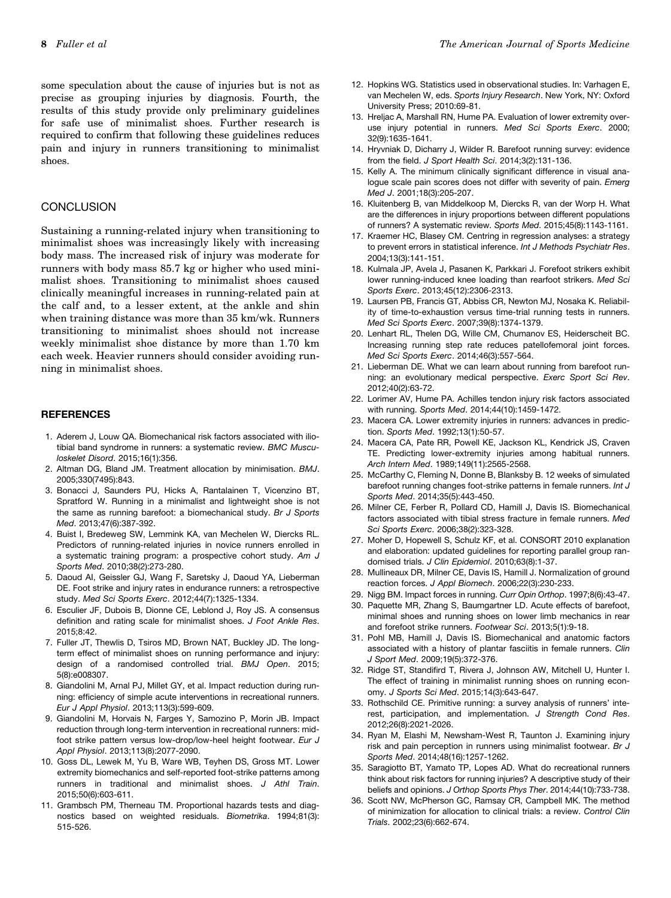some speculation about the cause of injuries but is not as precise as grouping injuries by diagnosis. Fourth, the results of this study provide only preliminary guidelines for safe use of minimalist shoes. Further research is required to confirm that following these guidelines reduces pain and injury in runners transitioning to minimalist shoes.

## CONCLUSION

Sustaining a running-related injury when transitioning to minimalist shoes was increasingly likely with increasing body mass. The increased risk of injury was moderate for runners with body mass 85.7 kg or higher who used minimalist shoes. Transitioning to minimalist shoes caused clinically meaningful increases in running-related pain at the calf and, to a lesser extent, at the ankle and shin when training distance was more than 35 km/wk. Runners transitioning to minimalist shoes should not increase weekly minimalist shoe distance by more than 1.70 km each week. Heavier runners should consider avoiding running in minimalist shoes.

## REFERENCES

1. Aderem J, Louw QA. Biomechanical risk factors associated with iliotibial band syndrome in runners: a systematic review. *BMC Musculoskelet Disord*. 2015;16(1):356.
2. Altman DG, Bland JM. Treatment allocation by minimisation. *BMJ*. 2005;330(7495):843.
3. Bonacci J, Saunders PU, Hicks A, Rantalainen T, Vicenzino BT, Spratford W. Running in a minimalist and lightweight shoe is not the same as running barefoot: a biomechanical study. *Br J Sports Med*. 2013;47(6):387-392.
4. Buist I, Bredeweg SW, Lemmink KA, van Mechelen W, Diercks RL. Predictors of running-related injuries in novice runners enrolled in a systematic training program: a prospective cohort study. *Am J Sports Med*. 2010;38(2):273-280.
5. Daoud AI, Geissler GJ, Wang F, Saretsky J, Daoud YA, Lieberman DE. Foot strike and injury rates in endurance runners: a retrospective study. *Med Sci Sports Exerc*. 2012;44(7):1325-1334.
6. Esculier JF, Dubois B, Dionne CE, Leblond J, Roy JS. A consensus definition and rating scale for minimalist shoes. *J Foot Ankle Res*. 2015;8:42.
7. Fuller JT, Thewlis D, Tsiros MD, Brown NAT, Buckley JD. The long-term effect of minimalist shoes on running performance and injury: design of a randomised controlled trial. *BMJ Open*. 2015; 5(8):e008307.
8. Giandolini M, Arnal PJ, Millet GY, et al. Impact reduction during running: efficiency of simple acute interventions in recreational runners. *Eur J Appl Physiol*. 2013;113(3):599-609.
9. Giandolini M, Horvais N, Farges Y, Samozino P, Morin JB. Impact reduction through long-term intervention in recreational runners: midfoot strike pattern versus low-drop/low-heel height footwear. *Eur J Appl Physiol*. 2013;113(8):2077-2090.
10. Goss DL, Lewek M, Yu B, Ware WB, Teyhen DS, Gross MT. Lower extremity biomechanics and self-reported foot-strike patterns among runners in traditional and minimalist shoes. *J Athl Train*. 2015;50(6):603-611.
11. Grambsch PM, Therneau TM. Proportional hazards tests and diagnostics based on weighted residuals. *Biometrika*. 1994;81(3): 515-526.
12. Hopkins WG. Statistics used in observational studies. In: Varhagen E, van Mechelen W, eds. *Sports Injury Research*. New York, NY: Oxford University Press; 2010:69-81.
13. Hreljac A, Marshall RN, Hume PA. Evaluation of lower extremity overuse injury potential in runners. *Med Sci Sports Exerc*. 2000; 32(9):1635-1641.
14. Hryvniak D, Dicharry J, Wilder R. Barefoot running survey: evidence from the field. *J Sport Health Sci*. 2014;3(2):131-136.
15. Kelly A. The minimum clinically significant difference in visual analogue scale pain scores does not differ with severity of pain. *Emerg Med J*. 2001;18(3):205-207.
16. Kluitenberg B, van Middelkoop M, Diercks R, van der Worp H. What are the differences in injury proportions between different populations of runners? A systematic review. *Sports Med*. 2015;45(8):1143-1161.
17. Kraemer HC, Blasey CM. Centring in regression analyses: a strategy to prevent errors in statistical inference. *Int J Methods Psychiatr Res*. 2004;13(3):141-151.
18. Kulmala JP, Avela J, Pasanen K, Parkkari J. Forefoot strikers exhibit lower running-induced knee loading than rearfoot strikers. *Med Sci Sports Exerc*. 2013;45(12):2306-2313.
19. Laursen PB, Francis GT, Abbiss CR, Newton MJ, Nosaka K. Reliability of time-to-exhaustion versus time-trial running tests in runners. *Med Sci Sports Exerc*. 2007;39(8):1374-1379.
20. Lenhart RL, Thelen DG, Wille CM, Chumanov ES, Heiderscheit BC. Increasing running step rate reduces patellofemoral joint forces. *Med Sci Sports Exerc*. 2014;46(3):557-564.
21. Lieberman DE. What we can learn about running from barefoot running: an evolutionary medical perspective. *Exerc Sport Sci Rev*. 2012;40(2):63-72.
22. Lorimer AV, Hume PA. Achilles tendon injury risk factors associated with running. *Sports Med*. 2014;44(10):1459-1472.
23. Macera CA. Lower extremity injuries in runners: advances in prediction. *Sports Med*. 1992;13(1):50-57.
24. Macera CA, Pate RR, Powell KE, Jackson KL, Kendrick JS, Craven TE. Predicting lower-extremity injuries among habitual runners. *Arch Intern Med*. 1989;149(11):2565-2568.
25. McCarthy C, Fleming N, Donne B, Blanksby B. 12 weeks of simulated barefoot running changes foot-strike patterns in female runners. *Int J Sports Med*. 2014;35(5):443-450.
26. Milner CE, Ferber R, Pollard CD, Hamill J, Davis IS. Biomechanical factors associated with tibial stress fracture in female runners. *Med Sci Sports Exerc*. 2006;38(2):323-328.
27. Moher D, Hopewell S, Schulz KF, et al. CONSORT 2010 explanation and elaboration: updated guidelines for reporting parallel group randomised trials. *J Clin Epidemiol*. 2010;63(8):1-37.
28. Mullineaux DR, Milner CE, Davis IS, Hamill J. Normalization of ground reaction forces. *J Appl Biomech*. 2006;22(3):230-233.
29. Nigg BM. Impact forces in running. *Curr Opin Orthop*. 1997;8(6):43-47.
30. Paquette MR, Zhang S, Baumgartner LD. Acute effects of barefoot, minimal shoes and running shoes on lower limb mechanics in rear and forefoot strike runners. *Footwear Sci*. 2013;5(1):9-18.
31. Pohl MB, Hamill J, Davis IS. Biomechanical and anatomic factors associated with a history of plantar fasciitis in female runners. *Clin J Sport Med*. 2009;19(5):372-376.
32. Ridge ST, Standifird T, Rivera J, Johnson AW, Mitchell U, Hunter I. The effect of training in minimalist running shoes on running economy. *J Sports Sci Med*. 2015;14(3):643-647.
33. Rothschild CE. Primitive running: a survey analysis of runners' interest, participation, and implementation. *J Strength Cond Res*. 2012;26(8):2021-2026.
34. Ryan M, Elashi M, Newsham-West R, Taunton J. Examining injury risk and pain perception in runners using minimalist footwear. *Br J Sports Med*. 2014;48(16):1257-1262.
35. Saragiotto BT, Yamato TP, Lopes AD. What do recreational runners think about risk factors for running injuries? A descriptive study of their beliefs and opinions. *J Orthop Sports Phys Ther*. 2014;44(10):733-738.
36. Scott NW, McPherson GC, Ramsay CR, Campbell MK. The method of minimization for allocation to clinical trials: a review. *Control Clin Trials*. 2002;23(6):662-674.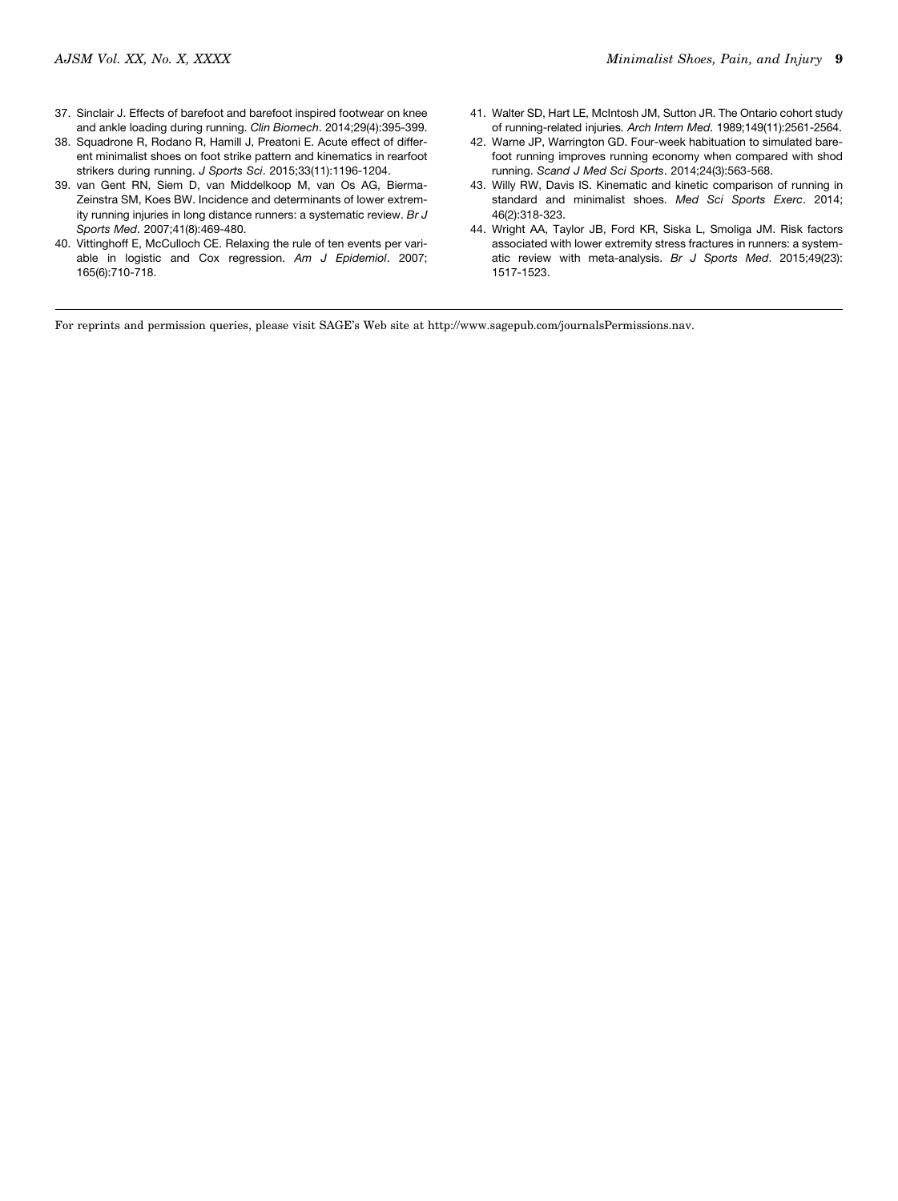37. Sinclair J. Effects of barefoot and barefoot inspired footwear on knee and ankle loading during running. *Clin Biomech*. 2014;29(4):395-399.
38. Squadrone R, Rodano R, Hamill J, Preatoni E. Acute effect of different minimalist shoes on foot strike pattern and kinematics in rearfoot strikers during running. *J Sports Sci*. 2015;33(11):1196-1204.
39. van Gent RN, Siem D, van Middelkoop M, van Os AG, Bierma-Zeinstra SM, Koes BW. Incidence and determinants of lower extremity running injuries in long distance runners: a systematic review. *Br J Sports Med*. 2007;41(8):469-480.
40. Vittinghoff E, McCulloch CE. Relaxing the rule of ten events per variable in logistic and Cox regression. *Am J Epidemiol*. 2007; 165(6):710-718.
41. Walter SD, Hart LE, McIntosh JM, Sutton JR. The Ontario cohort study of running-related injuries. *Arch Intern Med*. 1989;149(11):2561-2564.
42. Warne JP, Warrington GD. Four-week habituation to simulated barefoot running improves running economy when compared with shod running. *Scand J Med Sci Sports*. 2014;24(3):563-568.
43. Willy RW, Davis IS. Kinematic and kinetic comparison of running in standard and minimalist shoes. *Med Sci Sports Exerc*. 2014; 46(2):318-323.
44. Wright AA, Taylor JB, Ford KR, Siska L, Smoliga JM. Risk factors associated with lower extremity stress fractures in runners: a systematic review with meta-analysis. *Br J Sports Med*. 2015;49(23): 1517-1523.

For reprints and permission queries, please visit SAGE's Web site at http://www.sagepub.com/journalsPermissions.nav.